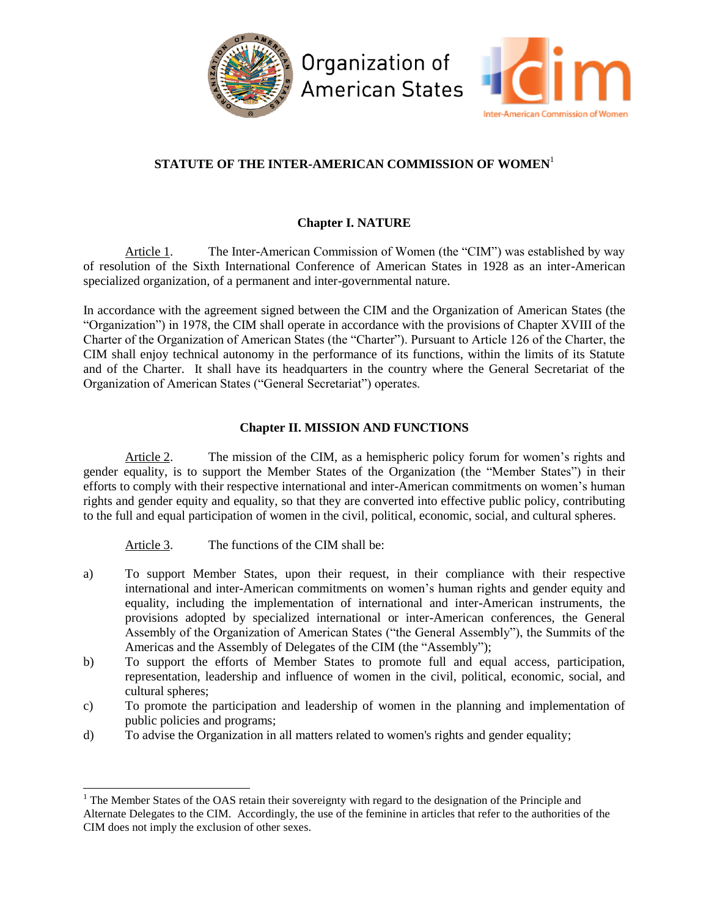# STATUTE OF THE INTER-AMERICAN COMMISSION OF WOMEN[1]

## Chapter I. NATURE

Article 1. The Inter-American Commission of Women (the "CIM") was established by way of resolution of the Sixth International Conference of American States in 1928 as an inter-American specialized organization, of a permanent and inter-governmental nature.

In accordance with the agreement signed between the CIM and the Organization of American States (the "Organization") in 1978, the CIM shall operate in accordance with the provisions of Chapter XVIII of the Charter of the Organization of American States (the "Charter"). Pursuant to Article 126 of the Charter, the CIM shall enjoy technical autonomy in the performance of its functions, within the limits of its Statute and of the Charter. It shall have its headquarters in the country where the General Secretariat of the Organization of American States ("General Secretariat") operates.

## Chapter II. MISSION AND FUNCTIONS

Article 2. The mission of the CIM, as a hemispheric policy forum for women's rights and gender equality, is to support the Member States of the Organization (the "Member States") in their efforts to comply with their respective international and inter-American commitments on women's human rights and gender equity and equality, so that they are converted into effective public policy, contributing to the full and equal participation of women in the civil, political, economic, social, and cultural spheres.

Article 3. The functions of the CIM shall be:

a) To support Member States, upon their request, in their compliance with their respective international and inter-American commitments on women's human rights and gender equity and equality, including the implementation of international and inter-American instruments, the provisions adopted by specialized international or inter-American conferences, the General Assembly of the Organization of American States ("the General Assembly"), the Summits of the Americas and the Assembly of Delegates of the CIM (the "Assembly");
b) To support the efforts of Member States to promote full and equal access, participation, representation, leadership and influence of women in the civil, political, economic, social, and cultural spheres;
c) To promote the participation and leadership of women in the planning and implementation of public policies and programs;
d) To advise the Organization in all matters related to women's rights and gender equality;

[1] The Member States of the OAS retain their sovereignty with regard to the designation of the Principle and Alternate Delegates to the CIM. Accordingly, the use of the feminine in articles that refer to the authorities of the CIM does not imply the exclusion of other sexes.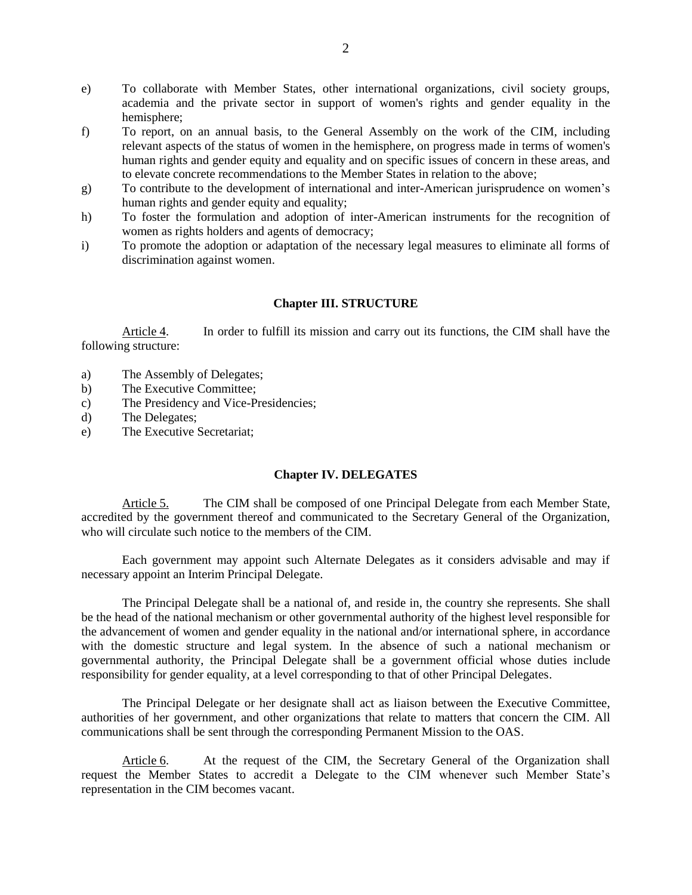e) To collaborate with Member States, other international organizations, civil society groups, academia and the private sector in support of women's rights and gender equality in the hemisphere;
f) To report, on an annual basis, to the General Assembly on the work of the CIM, including relevant aspects of the status of women in the hemisphere, on progress made in terms of women's human rights and gender equity and equality and on specific issues of concern in these areas, and to elevate concrete recommendations to the Member States in relation to the above;
g) To contribute to the development of international and inter-American jurisprudence on women's human rights and gender equity and equality;
h) To foster the formulation and adoption of inter-American instruments for the recognition of women as rights holders and agents of democracy;
i) To promote the adoption or adaptation of the necessary legal measures to eliminate all forms of discrimination against women.

## Chapter III. STRUCTURE

Article 4. In order to fulfill its mission and carry out its functions, the CIM shall have the following structure:

a) The Assembly of Delegates;
b) The Executive Committee;
c) The Presidency and Vice-Presidencies;
d) The Delegates;
e) The Executive Secretariat;

## Chapter IV. DELEGATES

Article 5. The CIM shall be composed of one Principal Delegate from each Member State, accredited by the government thereof and communicated to the Secretary General of the Organization, who will circulate such notice to the members of the CIM.

Each government may appoint such Alternate Delegates as it considers advisable and may if necessary appoint an Interim Principal Delegate.

The Principal Delegate shall be a national of, and reside in, the country she represents. She shall be the head of the national mechanism or other governmental authority of the highest level responsible for the advancement of women and gender equality in the national and/or international sphere, in accordance with the domestic structure and legal system. In the absence of such a national mechanism or governmental authority, the Principal Delegate shall be a government official whose duties include responsibility for gender equality, at a level corresponding to that of other Principal Delegates.

The Principal Delegate or her designate shall act as liaison between the Executive Committee, authorities of her government, and other organizations that relate to matters that concern the CIM. All communications shall be sent through the corresponding Permanent Mission to the OAS.

Article 6. At the request of the CIM, the Secretary General of the Organization shall request the Member States to accredit a Delegate to the CIM whenever such Member State's representation in the CIM becomes vacant.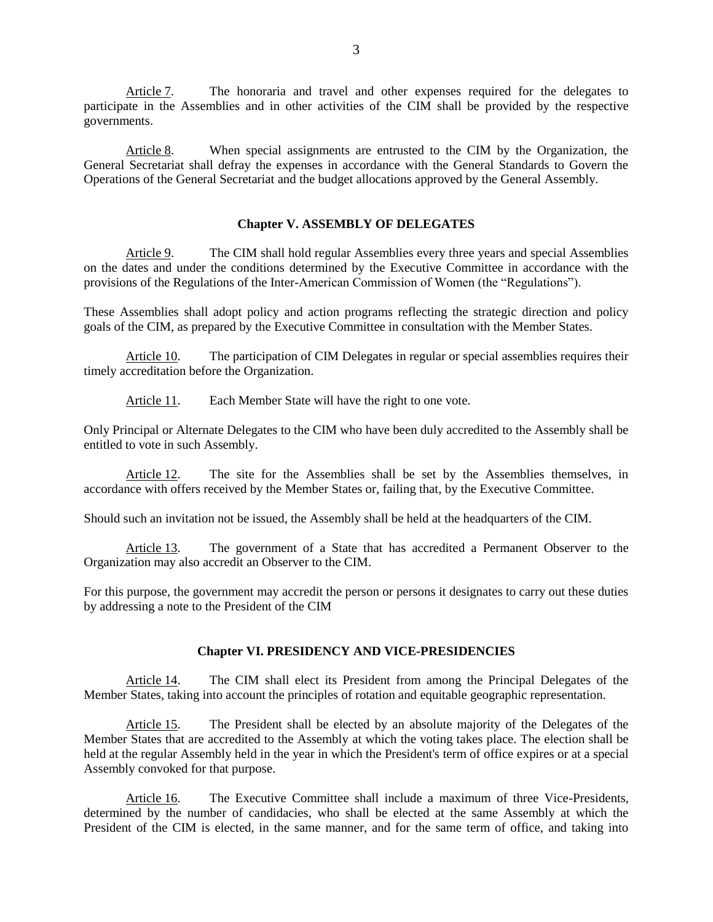Article 7. The honoraria and travel and other expenses required for the delegates to participate in the Assemblies and in other activities of the CIM shall be provided by the respective governments.

Article 8. When special assignments are entrusted to the CIM by the Organization, the General Secretariat shall defray the expenses in accordance with the General Standards to Govern the Operations of the General Secretariat and the budget allocations approved by the General Assembly.

## Chapter V. ASSEMBLY OF DELEGATES

Article 9. The CIM shall hold regular Assemblies every three years and special Assemblies on the dates and under the conditions determined by the Executive Committee in accordance with the provisions of the Regulations of the Inter-American Commission of Women (the "Regulations").

These Assemblies shall adopt policy and action programs reflecting the strategic direction and policy goals of the CIM, as prepared by the Executive Committee in consultation with the Member States.

Article 10. The participation of CIM Delegates in regular or special assemblies requires their timely accreditation before the Organization.

Article 11. Each Member State will have the right to one vote.

Only Principal or Alternate Delegates to the CIM who have been duly accredited to the Assembly shall be entitled to vote in such Assembly.

Article 12. The site for the Assemblies shall be set by the Assemblies themselves, in accordance with offers received by the Member States or, failing that, by the Executive Committee.

Should such an invitation not be issued, the Assembly shall be held at the headquarters of the CIM.

Article 13. The government of a State that has accredited a Permanent Observer to the Organization may also accredit an Observer to the CIM.

For this purpose, the government may accredit the person or persons it designates to carry out these duties by addressing a note to the President of the CIM

## Chapter VI. PRESIDENCY AND VICE-PRESIDENCIES

Article 14. The CIM shall elect its President from among the Principal Delegates of the Member States, taking into account the principles of rotation and equitable geographic representation.

Article 15. The President shall be elected by an absolute majority of the Delegates of the Member States that are accredited to the Assembly at which the voting takes place. The election shall be held at the regular Assembly held in the year in which the President's term of office expires or at a special Assembly convoked for that purpose.

Article 16. The Executive Committee shall include a maximum of three Vice-Presidents, determined by the number of candidacies, who shall be elected at the same Assembly at which the President of the CIM is elected, in the same manner, and for the same term of office, and taking into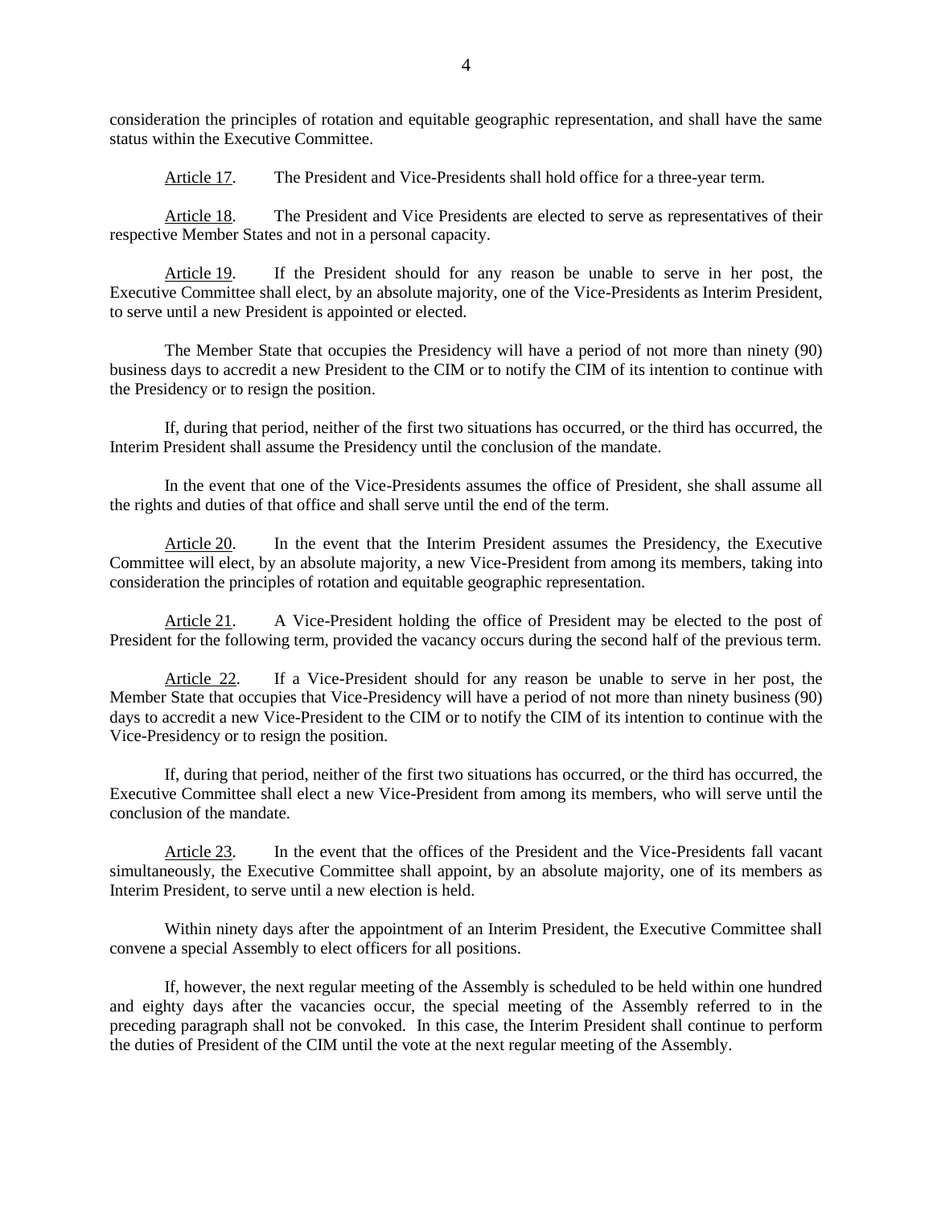consideration the principles of rotation and equitable geographic representation, and shall have the same status within the Executive Committee.

Article 17. The President and Vice-Presidents shall hold office for a three-year term.

Article 18. The President and Vice Presidents are elected to serve as representatives of their respective Member States and not in a personal capacity.

Article 19. If the President should for any reason be unable to serve in her post, the Executive Committee shall elect, by an absolute majority, one of the Vice-Presidents as Interim President, to serve until a new President is appointed or elected.

The Member State that occupies the Presidency will have a period of not more than ninety (90) business days to accredit a new President to the CIM or to notify the CIM of its intention to continue with the Presidency or to resign the position.

If, during that period, neither of the first two situations has occurred, or the third has occurred, the Interim President shall assume the Presidency until the conclusion of the mandate.

In the event that one of the Vice-Presidents assumes the office of President, she shall assume all the rights and duties of that office and shall serve until the end of the term.

Article 20. In the event that the Interim President assumes the Presidency, the Executive Committee will elect, by an absolute majority, a new Vice-President from among its members, taking into consideration the principles of rotation and equitable geographic representation.

Article 21. A Vice-President holding the office of President may be elected to the post of President for the following term, provided the vacancy occurs during the second half of the previous term.

Article 22. If a Vice-President should for any reason be unable to serve in her post, the Member State that occupies that Vice-Presidency will have a period of not more than ninety business (90) days to accredit a new Vice-President to the CIM or to notify the CIM of its intention to continue with the Vice-Presidency or to resign the position.

If, during that period, neither of the first two situations has occurred, or the third has occurred, the Executive Committee shall elect a new Vice-President from among its members, who will serve until the conclusion of the mandate.

Article 23. In the event that the offices of the President and the Vice-Presidents fall vacant simultaneously, the Executive Committee shall appoint, by an absolute majority, one of its members as Interim President, to serve until a new election is held.

Within ninety days after the appointment of an Interim President, the Executive Committee shall convene a special Assembly to elect officers for all positions.

If, however, the next regular meeting of the Assembly is scheduled to be held within one hundred and eighty days after the vacancies occur, the special meeting of the Assembly referred to in the preceding paragraph shall not be convoked. In this case, the Interim President shall continue to perform the duties of President of the CIM until the vote at the next regular meeting of the Assembly.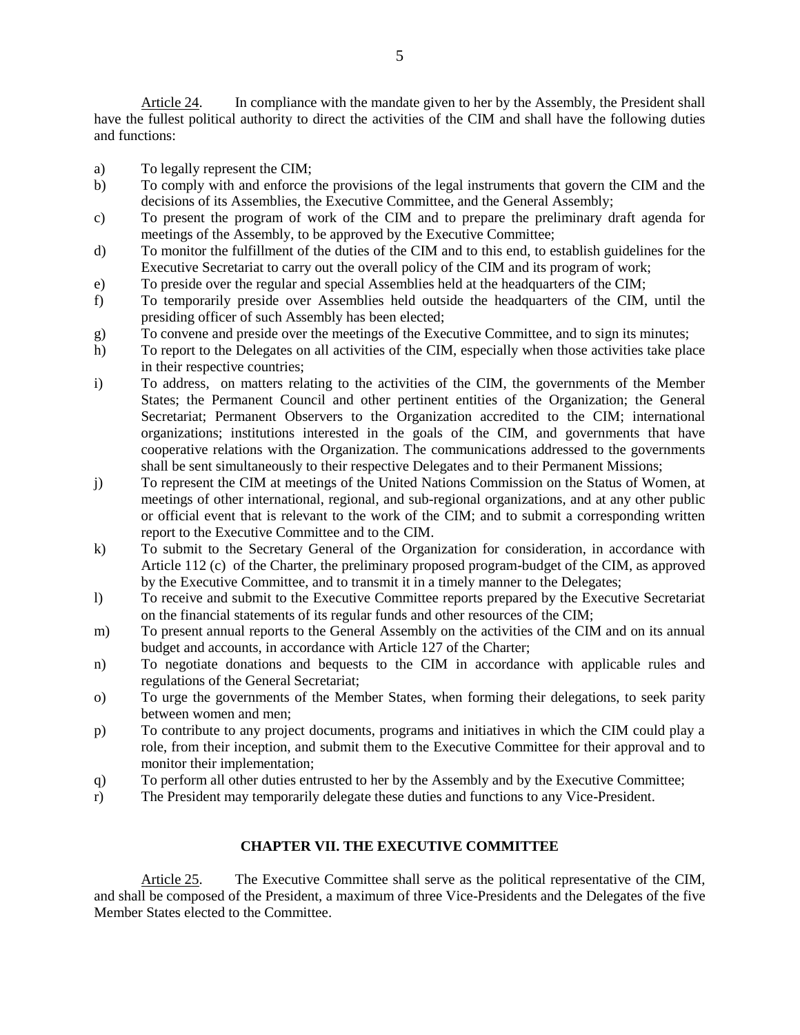Article 24. In compliance with the mandate given to her by the Assembly, the President shall have the fullest political authority to direct the activities of the CIM and shall have the following duties and functions:

a) To legally represent the CIM;
b) To comply with and enforce the provisions of the legal instruments that govern the CIM and the decisions of its Assemblies, the Executive Committee, and the General Assembly;
c) To present the program of work of the CIM and to prepare the preliminary draft agenda for meetings of the Assembly, to be approved by the Executive Committee;
d) To monitor the fulfillment of the duties of the CIM and to this end, to establish guidelines for the Executive Secretariat to carry out the overall policy of the CIM and its program of work;
e) To preside over the regular and special Assemblies held at the headquarters of the CIM;
f) To temporarily preside over Assemblies held outside the headquarters of the CIM, until the presiding officer of such Assembly has been elected;
g) To convene and preside over the meetings of the Executive Committee, and to sign its minutes;
h) To report to the Delegates on all activities of the CIM, especially when those activities take place in their respective countries;
i) To address, on matters relating to the activities of the CIM, the governments of the Member States; the Permanent Council and other pertinent entities of the Organization; the General Secretariat; Permanent Observers to the Organization accredited to the CIM; international organizations; institutions interested in the goals of the CIM, and governments that have cooperative relations with the Organization. The communications addressed to the governments shall be sent simultaneously to their respective Delegates and to their Permanent Missions;
j) To represent the CIM at meetings of the United Nations Commission on the Status of Women, at meetings of other international, regional, and sub-regional organizations, and at any other public or official event that is relevant to the work of the CIM; and to submit a corresponding written report to the Executive Committee and to the CIM.
k) To submit to the Secretary General of the Organization for consideration, in accordance with Article 112 (c) of the Charter, the preliminary proposed program-budget of the CIM, as approved by the Executive Committee, and to transmit it in a timely manner to the Delegates;
l) To receive and submit to the Executive Committee reports prepared by the Executive Secretariat on the financial statements of its regular funds and other resources of the CIM;
m) To present annual reports to the General Assembly on the activities of the CIM and on its annual budget and accounts, in accordance with Article 127 of the Charter;
n) To negotiate donations and bequests to the CIM in accordance with applicable rules and regulations of the General Secretariat;
o) To urge the governments of the Member States, when forming their delegations, to seek parity between women and men;
p) To contribute to any project documents, programs and initiatives in which the CIM could play a role, from their inception, and submit them to the Executive Committee for their approval and to monitor their implementation;
q) To perform all other duties entrusted to her by the Assembly and by the Executive Committee;
r) The President may temporarily delegate these duties and functions to any Vice-President.

## CHAPTER VII. THE EXECUTIVE COMMITTEE

Article 25. The Executive Committee shall serve as the political representative of the CIM, and shall be composed of the President, a maximum of three Vice-Presidents and the Delegates of the five Member States elected to the Committee.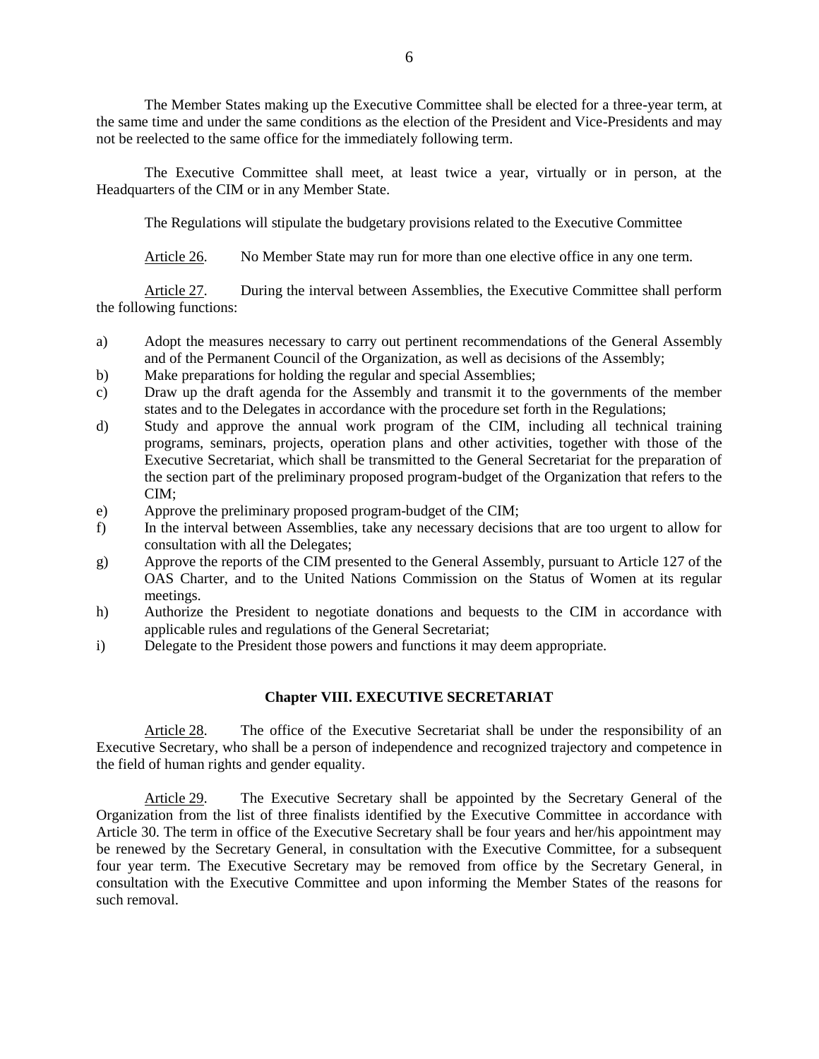The Member States making up the Executive Committee shall be elected for a three-year term, at the same time and under the same conditions as the election of the President and Vice-Presidents and may not be reelected to the same office for the immediately following term.

The Executive Committee shall meet, at least twice a year, virtually or in person, at the Headquarters of the CIM or in any Member State.

The Regulations will stipulate the budgetary provisions related to the Executive Committee

Article 26. No Member State may run for more than one elective office in any one term.

Article 27. During the interval between Assemblies, the Executive Committee shall perform the following functions:

a) Adopt the measures necessary to carry out pertinent recommendations of the General Assembly and of the Permanent Council of the Organization, as well as decisions of the Assembly;
b) Make preparations for holding the regular and special Assemblies;
c) Draw up the draft agenda for the Assembly and transmit it to the governments of the member states and to the Delegates in accordance with the procedure set forth in the Regulations;
d) Study and approve the annual work program of the CIM, including all technical training programs, seminars, projects, operation plans and other activities, together with those of the Executive Secretariat, which shall be transmitted to the General Secretariat for the preparation of the section part of the preliminary proposed program-budget of the Organization that refers to the CIM;
e) Approve the preliminary proposed program-budget of the CIM;
f) In the interval between Assemblies, take any necessary decisions that are too urgent to allow for consultation with all the Delegates;
g) Approve the reports of the CIM presented to the General Assembly, pursuant to Article 127 of the OAS Charter, and to the United Nations Commission on the Status of Women at its regular meetings.
h) Authorize the President to negotiate donations and bequests to the CIM in accordance with applicable rules and regulations of the General Secretariat;
i) Delegate to the President those powers and functions it may deem appropriate.

## Chapter VIII. EXECUTIVE SECRETARIAT

Article 28. The office of the Executive Secretariat shall be under the responsibility of an Executive Secretary, who shall be a person of independence and recognized trajectory and competence in the field of human rights and gender equality.

Article 29. The Executive Secretary shall be appointed by the Secretary General of the Organization from the list of three finalists identified by the Executive Committee in accordance with Article 30. The term in office of the Executive Secretary shall be four years and her/his appointment may be renewed by the Secretary General, in consultation with the Executive Committee, for a subsequent four year term. The Executive Secretary may be removed from office by the Secretary General, in consultation with the Executive Committee and upon informing the Member States of the reasons for such removal.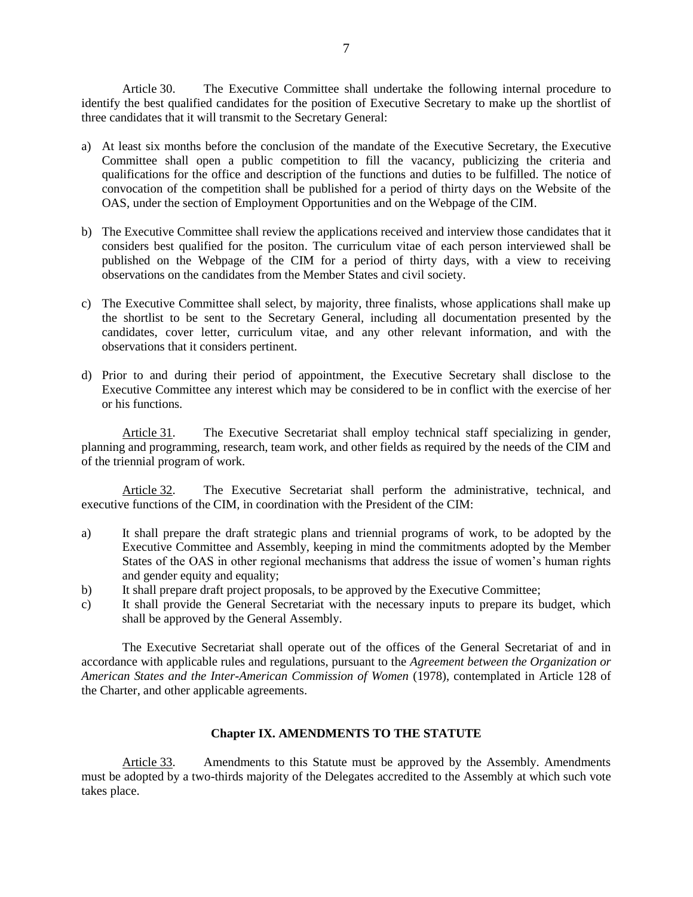Article 30. The Executive Committee shall undertake the following internal procedure to identify the best qualified candidates for the position of Executive Secretary to make up the shortlist of three candidates that it will transmit to the Secretary General:

a) At least six months before the conclusion of the mandate of the Executive Secretary, the Executive Committee shall open a public competition to fill the vacancy, publicizing the criteria and qualifications for the office and description of the functions and duties to be fulfilled. The notice of convocation of the competition shall be published for a period of thirty days on the Website of the OAS, under the section of Employment Opportunities and on the Webpage of the CIM.

b) The Executive Committee shall review the applications received and interview those candidates that it considers best qualified for the positon. The curriculum vitae of each person interviewed shall be published on the Webpage of the CIM for a period of thirty days, with a view to receiving observations on the candidates from the Member States and civil society.

c) The Executive Committee shall select, by majority, three finalists, whose applications shall make up the shortlist to be sent to the Secretary General, including all documentation presented by the candidates, cover letter, curriculum vitae, and any other relevant information, and with the observations that it considers pertinent.

d) Prior to and during their period of appointment, the Executive Secretary shall disclose to the Executive Committee any interest which may be considered to be in conflict with the exercise of her or his functions.

<u>Article 31</u>. The Executive Secretariat shall employ technical staff specializing in gender, planning and programming, research, team work, and other fields as required by the needs of the CIM and of the triennial program of work.

<u>Article 32</u>. The Executive Secretariat shall perform the administrative, technical, and executive functions of the CIM, in coordination with the President of the CIM:

a) It shall prepare the draft strategic plans and triennial programs of work, to be adopted by the Executive Committee and Assembly, keeping in mind the commitments adopted by the Member States of the OAS in other regional mechanisms that address the issue of women's human rights and gender equity and equality;
b) It shall prepare draft project proposals, to be approved by the Executive Committee;
c) It shall provide the General Secretariat with the necessary inputs to prepare its budget, which shall be approved by the General Assembly.

The Executive Secretariat shall operate out of the offices of the General Secretariat of and in accordance with applicable rules and regulations, pursuant to the *Agreement between the Organization or American States and the Inter-American Commission of Women* (1978), contemplated in Article 128 of the Charter, and other applicable agreements.

## Chapter IX. AMENDMENTS TO THE STATUTE

<u>Article 33</u>. Amendments to this Statute must be approved by the Assembly. Amendments must be adopted by a two-thirds majority of the Delegates accredited to the Assembly at which such vote takes place.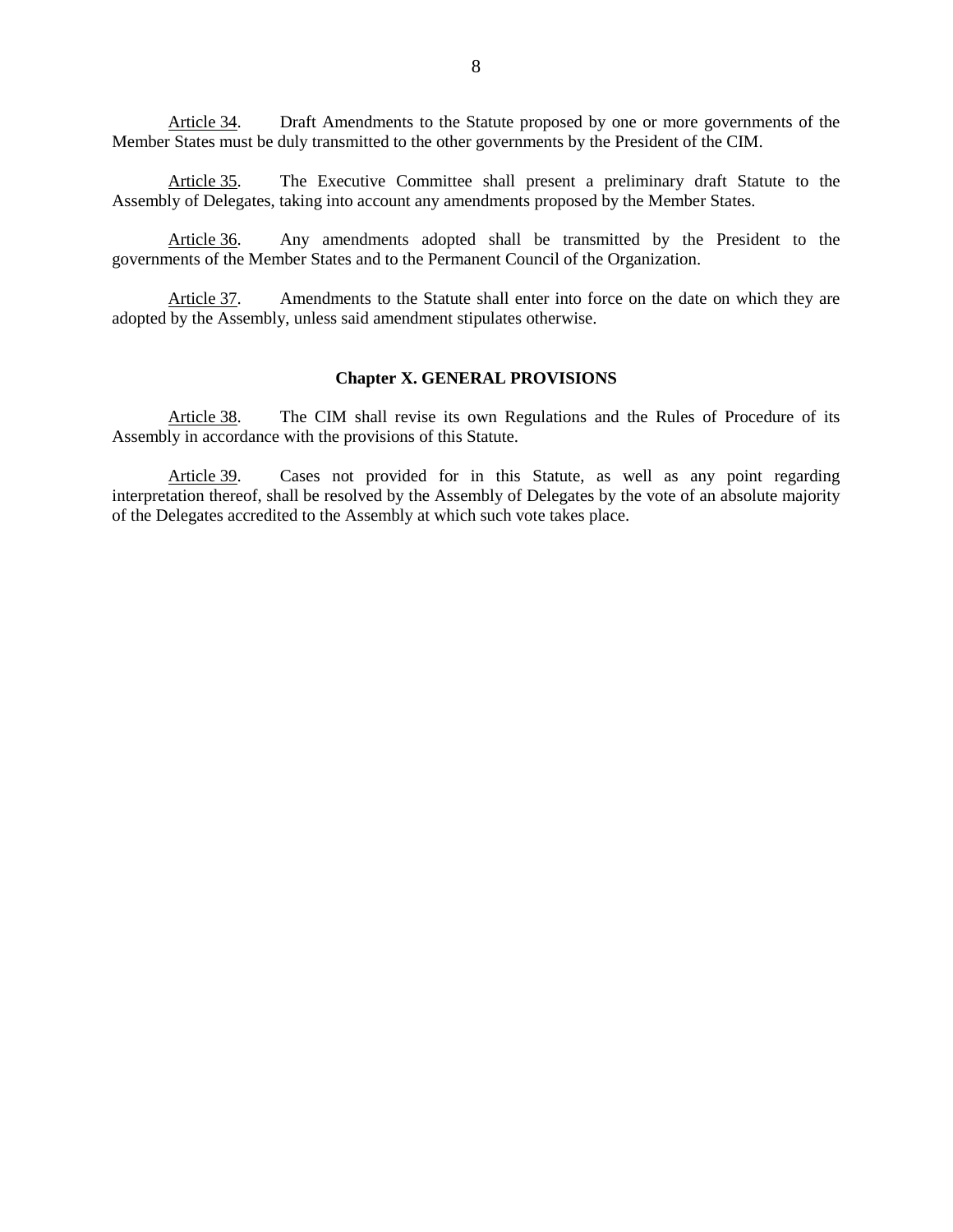Article 34. Draft Amendments to the Statute proposed by one or more governments of the Member States must be duly transmitted to the other governments by the President of the CIM.

Article 35. The Executive Committee shall present a preliminary draft Statute to the Assembly of Delegates, taking into account any amendments proposed by the Member States.

Article 36. Any amendments adopted shall be transmitted by the President to the governments of the Member States and to the Permanent Council of the Organization.

Article 37. Amendments to the Statute shall enter into force on the date on which they are adopted by the Assembly, unless said amendment stipulates otherwise.

## Chapter X. GENERAL PROVISIONS

Article 38. The CIM shall revise its own Regulations and the Rules of Procedure of its Assembly in accordance with the provisions of this Statute.

Article 39. Cases not provided for in this Statute, as well as any point regarding interpretation thereof, shall be resolved by the Assembly of Delegates by the vote of an absolute majority of the Delegates accredited to the Assembly at which such vote takes place.